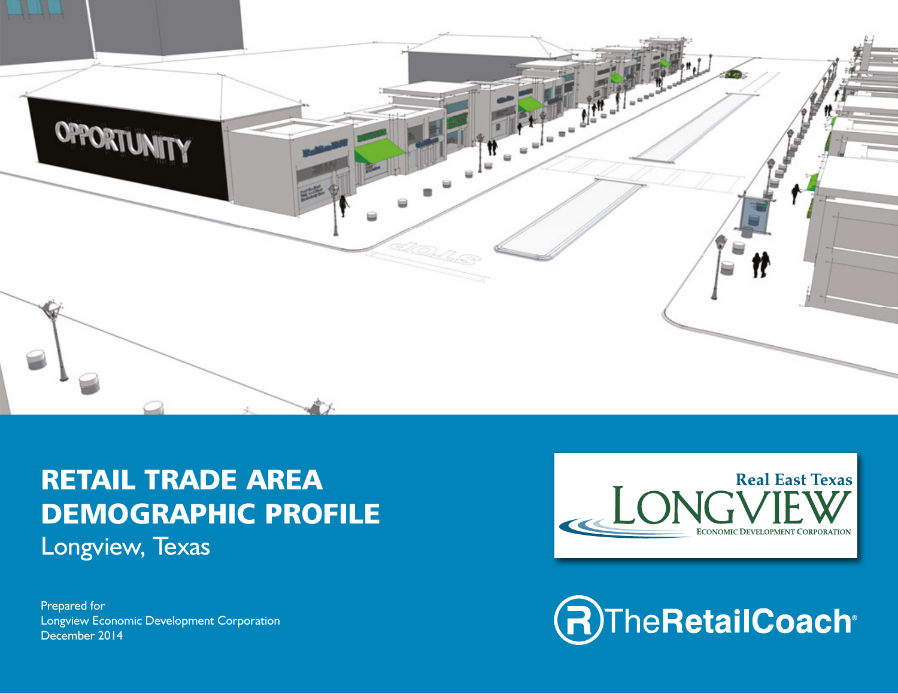# RETAIL TRADE AREA DEMOGRAPHIC PROFILE

Longview, Texas

Prepared for
Longview Economic Development Corporation
December 2014

Real East Texas
LONGVIEW
ECONOMIC DEVELOPMENT CORPORATION

TheRetailCoach®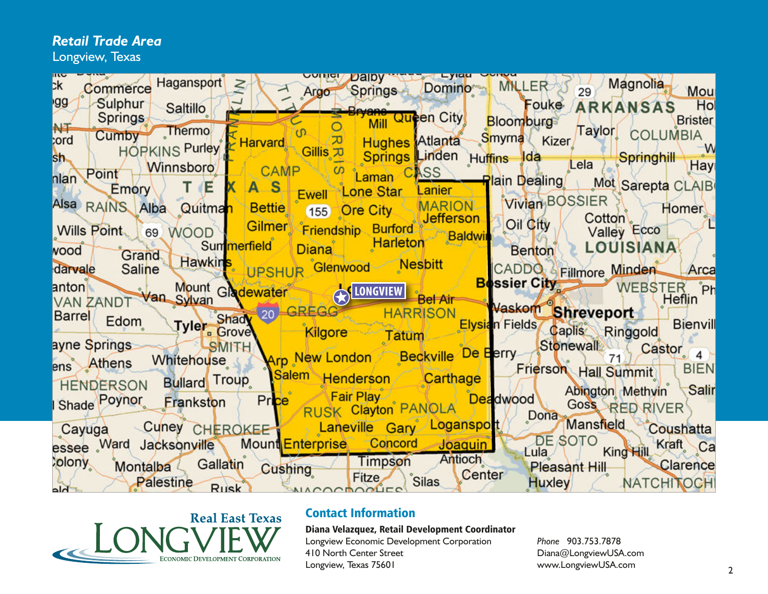## *Retail Trade Area*

Longview, Texas

Real East Texas
LONGVIEW
Economic Development Corporation

## Contact Information

**Diana Velazquez, Retail Development Coordinator**
Longview Economic Development Corporation
410 North Center Street
Longview, Texas 75601

*Phone* 903.753.7878
Diana@LongviewUSA.com
www.LongviewUSA.com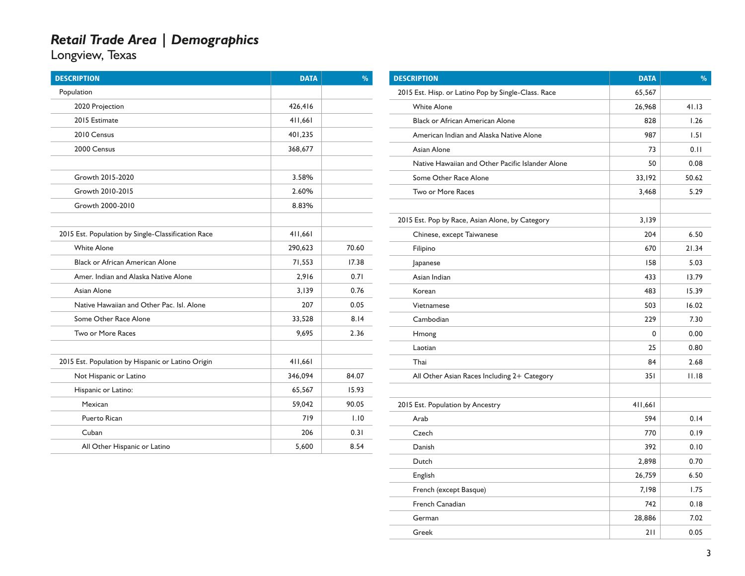# *Retail Trade Area | Demographics*

## Longview, Texas

| DESCRIPTION | DATA | % |
|---|---|---|
| Population | | |
| 2020 Projection | 426,416 | |
| 2015 Estimate | 411,661 | |
| 2010 Census | 401,235 | |
| 2000 Census | 368,677 | |
| | | |
| Growth 2015-2020 | 3.58% | |
| Growth 2010-2015 | 2.60% | |
| Growth 2000-2010 | 8.83% | |
| | | |
| 2015 Est. Population by Single-Classification Race | 411,661 | |
| White Alone | 290,623 | 70.60 |
| Black or African American Alone | 71,553 | 17.38 |
| Amer. Indian and Alaska Native Alone | 2,916 | 0.71 |
| Asian Alone | 3,139 | 0.76 |
| Native Hawaiian and Other Pac. Isl. Alone | 207 | 0.05 |
| Some Other Race Alone | 33,528 | 8.14 |
| Two or More Races | 9,695 | 2.36 |
| | | |
| 2015 Est. Population by Hispanic or Latino Origin | 411,661 | |
| Not Hispanic or Latino | 346,094 | 84.07 |
| Hispanic or Latino: | 65,567 | 15.93 |
| Mexican | 59,042 | 90.05 |
| Puerto Rican | 719 | 1.10 |
| Cuban | 206 | 0.31 |
| All Other Hispanic or Latino | 5,600 | 8.54 |

| DESCRIPTION | DATA | % |
|---|---|---|
| 2015 Est. Hisp. or Latino Pop by Single-Class. Race | 65,567 | |
| White Alone | 26,968 | 41.13 |
| Black or African American Alone | 828 | 1.26 |
| American Indian and Alaska Native Alone | 987 | 1.51 |
| Asian Alone | 73 | 0.11 |
| Native Hawaiian and Other Pacific Islander Alone | 50 | 0.08 |
| Some Other Race Alone | 33,192 | 50.62 |
| Two or More Races | 3,468 | 5.29 |
| | | |
| 2015 Est. Pop by Race, Asian Alone, by Category | 3,139 | |
| Chinese, except Taiwanese | 204 | 6.50 |
| Filipino | 670 | 21.34 |
| Japanese | 158 | 5.03 |
| Asian Indian | 433 | 13.79 |
| Korean | 483 | 15.39 |
| Vietnamese | 503 | 16.02 |
| Cambodian | 229 | 7.30 |
| Hmong | 0 | 0.00 |
| Laotian | 25 | 0.80 |
| Thai | 84 | 2.68 |
| All Other Asian Races Including 2+ Category | 351 | 11.18 |
| | | |
| 2015 Est. Population by Ancestry | 411,661 | |
| Arab | 594 | 0.14 |
| Czech | 770 | 0.19 |
| Danish | 392 | 0.10 |
| Dutch | 2,898 | 0.70 |
| English | 26,759 | 6.50 |
| French (except Basque) | 7,198 | 1.75 |
| French Canadian | 742 | 0.18 |
| German | 28,886 | 7.02 |
| Greek | 211 | 0.05 |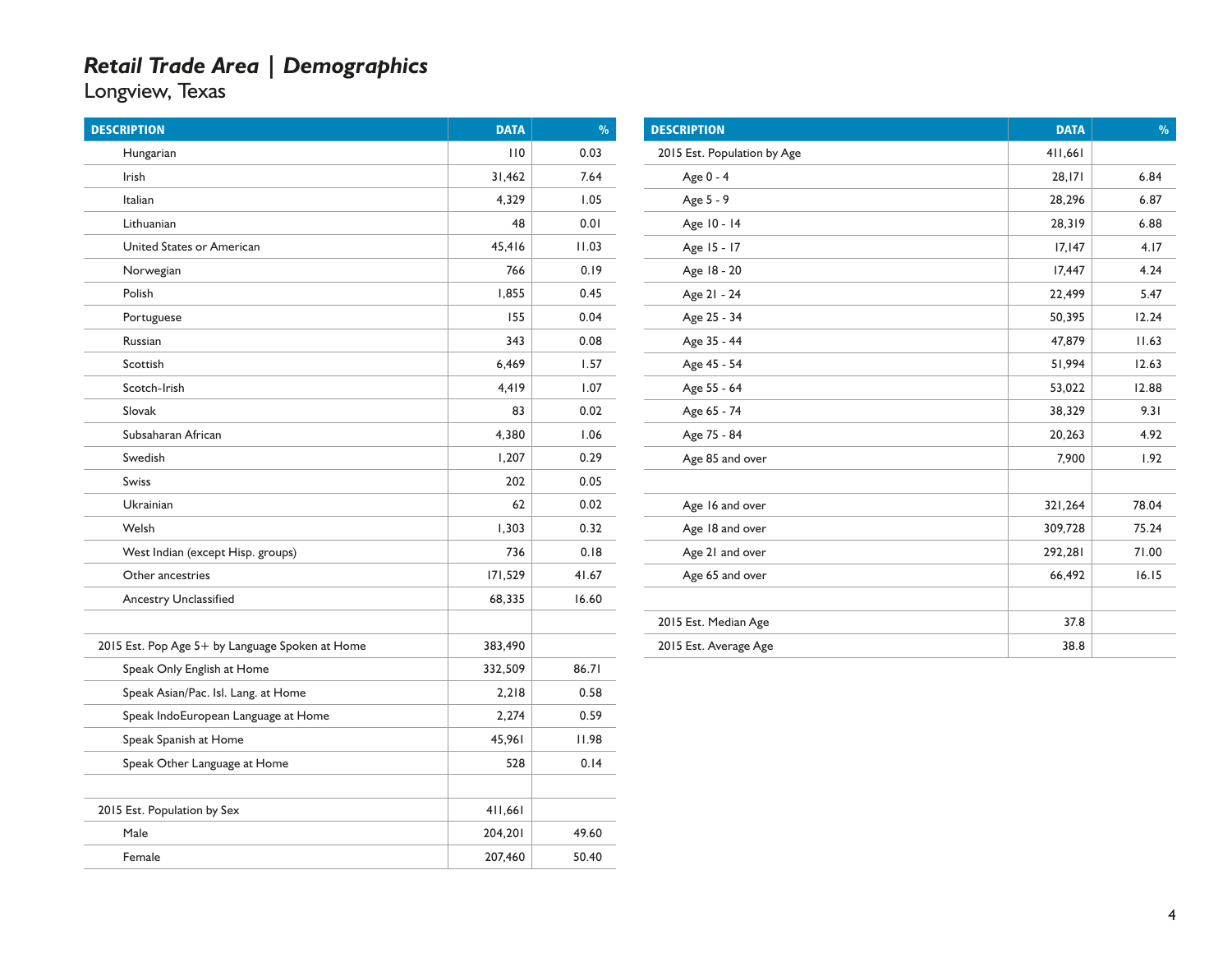# *Retail Trade Area | Demographics*

Longview, Texas

| DESCRIPTION | DATA | % |
|---|---|---|
| Hungarian | 110 | 0.03 |
| Irish | 31,462 | 7.64 |
| Italian | 4,329 | 1.05 |
| Lithuanian | 48 | 0.01 |
| United States or American | 45,416 | 11.03 |
| Norwegian | 766 | 0.19 |
| Polish | 1,855 | 0.45 |
| Portuguese | 155 | 0.04 |
| Russian | 343 | 0.08 |
| Scottish | 6,469 | 1.57 |
| Scotch-Irish | 4,419 | 1.07 |
| Slovak | 83 | 0.02 |
| Subsaharan African | 4,380 | 1.06 |
| Swedish | 1,207 | 0.29 |
| Swiss | 202 | 0.05 |
| Ukrainian | 62 | 0.02 |
| Welsh | 1,303 | 0.32 |
| West Indian (except Hisp. groups) | 736 | 0.18 |
| Other ancestries | 171,529 | 41.67 |
| Ancestry Unclassified | 68,335 | 16.60 |
| | | |
| 2015 Est. Pop Age 5+ by Language Spoken at Home | 383,490 | |
| Speak Only English at Home | 332,509 | 86.71 |
| Speak Asian/Pac. Isl. Lang. at Home | 2,218 | 0.58 |
| Speak IndoEuropean Language at Home | 2,274 | 0.59 |
| Speak Spanish at Home | 45,961 | 11.98 |
| Speak Other Language at Home | 528 | 0.14 |
| | | |
| 2015 Est. Population by Sex | 411,661 | |
| Male | 204,201 | 49.60 |
| Female | 207,460 | 50.40 |

| DESCRIPTION | DATA | % |
|---|---|---|
| 2015 Est. Population by Age | 411,661 | |
| Age 0 - 4 | 28,171 | 6.84 |
| Age 5 - 9 | 28,296 | 6.87 |
| Age 10 - 14 | 28,319 | 6.88 |
| Age 15 - 17 | 17,147 | 4.17 |
| Age 18 - 20 | 17,447 | 4.24 |
| Age 21 - 24 | 22,499 | 5.47 |
| Age 25 - 34 | 50,395 | 12.24 |
| Age 35 - 44 | 47,879 | 11.63 |
| Age 45 - 54 | 51,994 | 12.63 |
| Age 55 - 64 | 53,022 | 12.88 |
| Age 65 - 74 | 38,329 | 9.31 |
| Age 75 - 84 | 20,263 | 4.92 |
| Age 85 and over | 7,900 | 1.92 |
| | | |
| Age 16 and over | 321,264 | 78.04 |
| Age 18 and over | 309,728 | 75.24 |
| Age 21 and over | 292,281 | 71.00 |
| Age 65 and over | 66,492 | 16.15 |
| | | |
| 2015 Est. Median Age | 37.8 | |
| 2015 Est. Average Age | 38.8 | |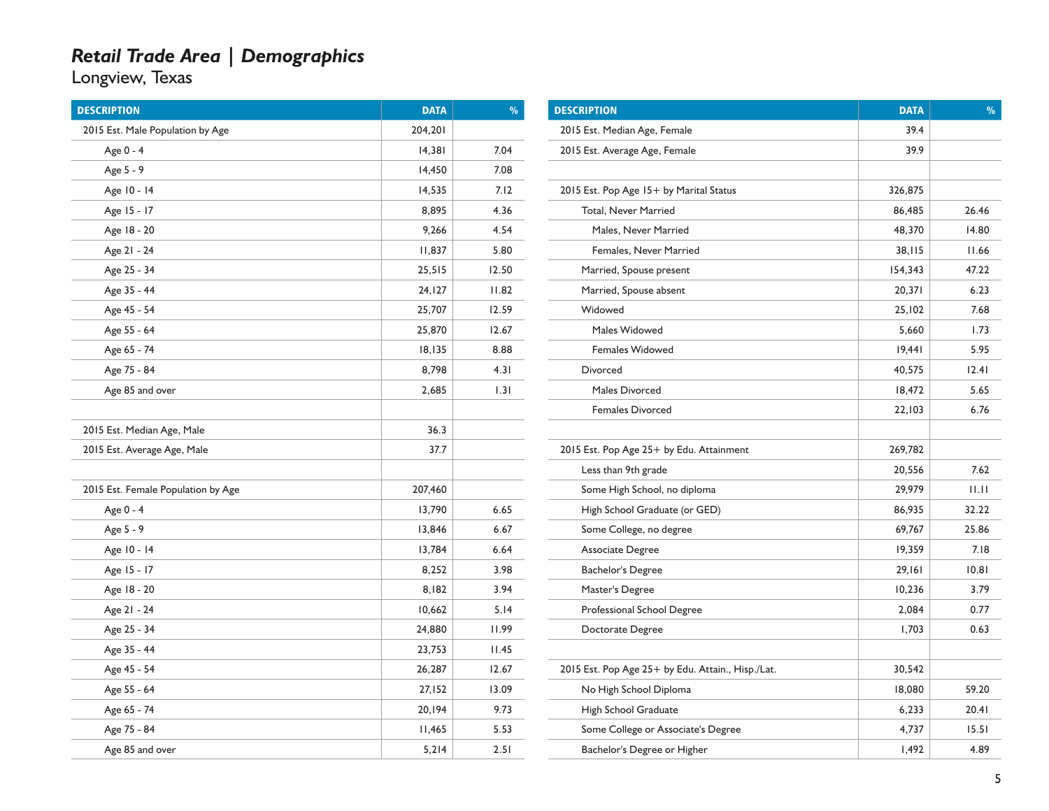## *Retail Trade Area | Demographics*

Longview, Texas

| DESCRIPTION | DATA | % |
|---|---|---|
| 2015 Est. Male Population by Age | 204,201 | |
| Age 0 - 4 | 14,381 | 7.04 |
| Age 5 - 9 | 14,450 | 7.08 |
| Age 10 - 14 | 14,535 | 7.12 |
| Age 15 - 17 | 8,895 | 4.36 |
| Age 18 - 20 | 9,266 | 4.54 |
| Age 21 - 24 | 11,837 | 5.80 |
| Age 25 - 34 | 25,515 | 12.50 |
| Age 35 - 44 | 24,127 | 11.82 |
| Age 45 - 54 | 25,707 | 12.59 |
| Age 55 - 64 | 25,870 | 12.67 |
| Age 65 - 74 | 18,135 | 8.88 |
| Age 75 - 84 | 8,798 | 4.31 |
| Age 85 and over | 2,685 | 1.31 |
| | | |
| 2015 Est. Median Age, Male | 36.3 | |
| 2015 Est. Average Age, Male | 37.7 | |
| | | |
| 2015 Est. Female Population by Age | 207,460 | |
| Age 0 - 4 | 13,790 | 6.65 |
| Age 5 - 9 | 13,846 | 6.67 |
| Age 10 - 14 | 13,784 | 6.64 |
| Age 15 - 17 | 8,252 | 3.98 |
| Age 18 - 20 | 8,182 | 3.94 |
| Age 21 - 24 | 10,662 | 5.14 |
| Age 25 - 34 | 24,880 | 11.99 |
| Age 35 - 44 | 23,753 | 11.45 |
| Age 45 - 54 | 26,287 | 12.67 |
| Age 55 - 64 | 27,152 | 13.09 |
| Age 65 - 74 | 20,194 | 9.73 |
| Age 75 - 84 | 11,465 | 5.53 |
| Age 85 and over | 5,214 | 2.51 |

| DESCRIPTION | DATA | % |
|---|---|---|
| 2015 Est. Median Age, Female | 39.4 | |
| 2015 Est. Average Age, Female | 39.9 | |
| | | |
| 2015 Est. Pop Age 15+ by Marital Status | 326,875 | |
| Total, Never Married | 86,485 | 26.46 |
| Males, Never Married | 48,370 | 14.80 |
| Females, Never Married | 38,115 | 11.66 |
| Married, Spouse present | 154,343 | 47.22 |
| Married, Spouse absent | 20,371 | 6.23 |
| Widowed | 25,102 | 7.68 |
| Males Widowed | 5,660 | 1.73 |
| Females Widowed | 19,441 | 5.95 |
| Divorced | 40,575 | 12.41 |
| Males Divorced | 18,472 | 5.65 |
| Females Divorced | 22,103 | 6.76 |
| | | |
| 2015 Est. Pop Age 25+ by Edu. Attainment | 269,782 | |
| Less than 9th grade | 20,556 | 7.62 |
| Some High School, no diploma | 29,979 | 11.11 |
| High School Graduate (or GED) | 86,935 | 32.22 |
| Some College, no degree | 69,767 | 25.86 |
| Associate Degree | 19,359 | 7.18 |
| Bachelor's Degree | 29,161 | 10.81 |
| Master's Degree | 10,236 | 3.79 |
| Professional School Degree | 2,084 | 0.77 |
| Doctorate Degree | 1,703 | 0.63 |
| | | |
| 2015 Est. Pop Age 25+ by Edu. Attain., Hisp./Lat. | 30,542 | |
| No High School Diploma | 18,080 | 59.20 |
| High School Graduate | 6,233 | 20.41 |
| Some College or Associate's Degree | 4,737 | 15.51 |
| Bachelor's Degree or Higher | 1,492 | 4.89 |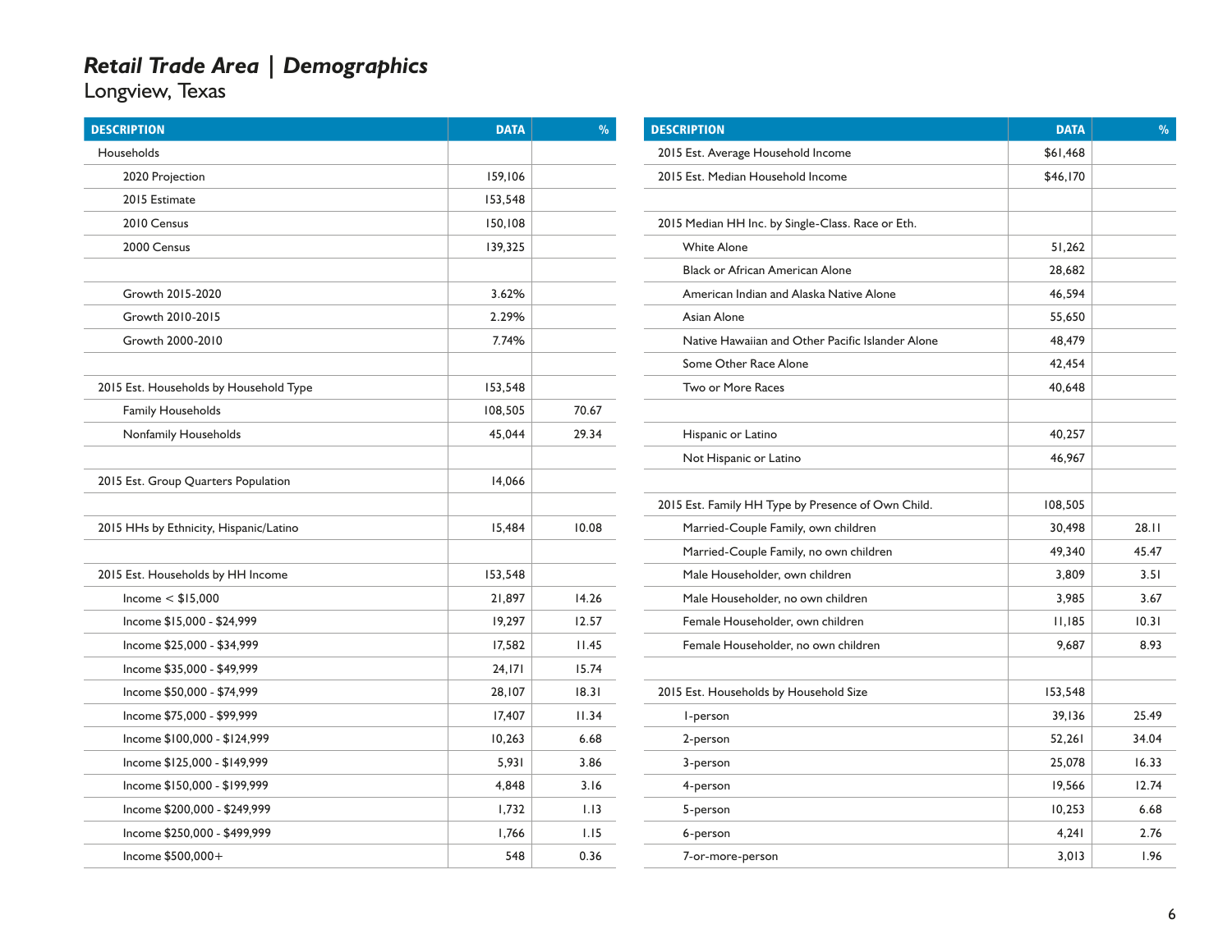# *Retail Trade Area | Demographics*

Longview, Texas

| DESCRIPTION | DATA | % |
|---|---|---|
| Households | | |
| 2020 Projection | 159,106 | |
| 2015 Estimate | 153,548 | |
| 2010 Census | 150,108 | |
| 2000 Census | 139,325 | |
| | | |
| Growth 2015-2020 | 3.62% | |
| Growth 2010-2015 | 2.29% | |
| Growth 2000-2010 | 7.74% | |
| | | |
| 2015 Est. Households by Household Type | 153,548 | |
| Family Households | 108,505 | 70.67 |
| Nonfamily Households | 45,044 | 29.34 |
| | | |
| 2015 Est. Group Quarters Population | 14,066 | |
| | | |
| 2015 HHs by Ethnicity, Hispanic/Latino | 15,484 | 10.08 |
| | | |
| 2015 Est. Households by HH Income | 153,548 | |
| Income < $15,000 | 21,897 | 14.26 |
| Income $15,000 - $24,999 | 19,297 | 12.57 |
| Income $25,000 - $34,999 | 17,582 | 11.45 |
| Income $35,000 - $49,999 | 24,171 | 15.74 |
| Income $50,000 - $74,999 | 28,107 | 18.31 |
| Income $75,000 - $99,999 | 17,407 | 11.34 |
| Income $100,000 - $124,999 | 10,263 | 6.68 |
| Income $125,000 - $149,999 | 5,931 | 3.86 |
| Income $150,000 - $199,999 | 4,848 | 3.16 |
| Income $200,000 - $249,999 | 1,732 | 1.13 |
| Income $250,000 - $499,999 | 1,766 | 1.15 |
| Income $500,000+ | 548 | 0.36 |

| DESCRIPTION | DATA | % |
|---|---|---|
| 2015 Est. Average Household Income | $61,468 | |
| 2015 Est. Median Household Income | $46,170 | |
| | | |
| 2015 Median HH Inc. by Single-Class. Race or Eth. | | |
| White Alone | 51,262 | |
| Black or African American Alone | 28,682 | |
| American Indian and Alaska Native Alone | 46,594 | |
| Asian Alone | 55,650 | |
| Native Hawaiian and Other Pacific Islander Alone | 48,479 | |
| Some Other Race Alone | 42,454 | |
| Two or More Races | 40,648 | |
| | | |
| Hispanic or Latino | 40,257 | |
| Not Hispanic or Latino | 46,967 | |
| | | |
| 2015 Est. Family HH Type by Presence of Own Child. | 108,505 | |
| Married-Couple Family, own children | 30,498 | 28.11 |
| Married-Couple Family, no own children | 49,340 | 45.47 |
| Male Householder, own children | 3,809 | 3.51 |
| Male Householder, no own children | 3,985 | 3.67 |
| Female Householder, own children | 11,185 | 10.31 |
| Female Householder, no own children | 9,687 | 8.93 |
| | | |
| 2015 Est. Households by Household Size | 153,548 | |
| 1-person | 39,136 | 25.49 |
| 2-person | 52,261 | 34.04 |
| 3-person | 25,078 | 16.33 |
| 4-person | 19,566 | 12.74 |
| 5-person | 10,253 | 6.68 |
| 6-person | 4,241 | 2.76 |
| 7-or-more-person | 3,013 | 1.96 |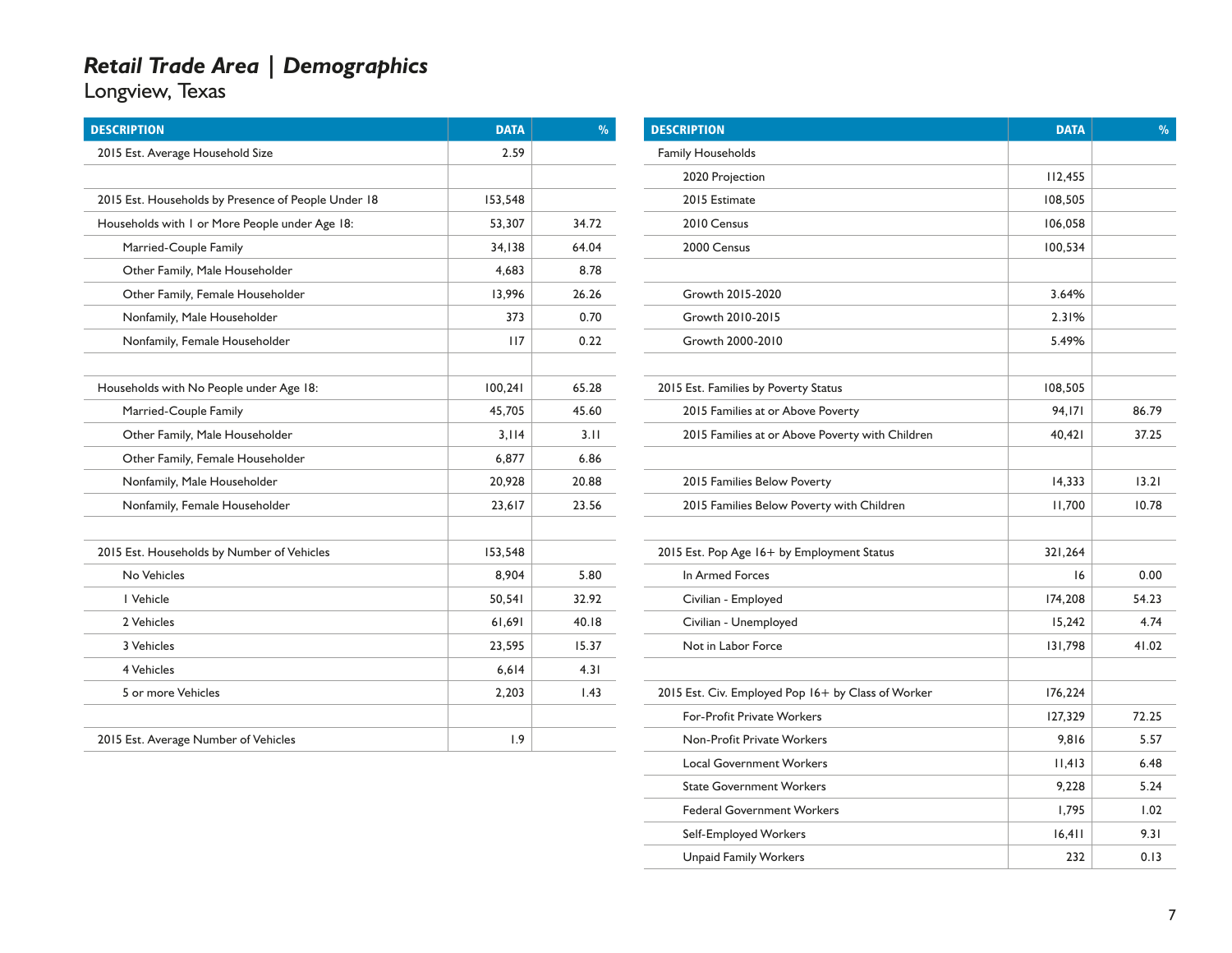# *Retail Trade Area | Demographics*

## Longview, Texas

| DESCRIPTION | DATA | % |
|---|---|---|
| 2015 Est. Average Household Size | 2.59 | |
| | | |
| 2015 Est. Households by Presence of People Under 18 | 153,548 | |
| Households with 1 or More People under Age 18: | 53,307 | 34.72 |
| Married-Couple Family | 34,138 | 64.04 |
| Other Family, Male Householder | 4,683 | 8.78 |
| Other Family, Female Householder | 13,996 | 26.26 |
| Nonfamily, Male Householder | 373 | 0.70 |
| Nonfamily, Female Householder | 117 | 0.22 |
| | | |
| Households with No People under Age 18: | 100,241 | 65.28 |
| Married-Couple Family | 45,705 | 45.60 |
| Other Family, Male Householder | 3,114 | 3.11 |
| Other Family, Female Householder | 6,877 | 6.86 |
| Nonfamily, Male Householder | 20,928 | 20.88 |
| Nonfamily, Female Householder | 23,617 | 23.56 |
| | | |
| 2015 Est. Households by Number of Vehicles | 153,548 | |
| No Vehicles | 8,904 | 5.80 |
| 1 Vehicle | 50,541 | 32.92 |
| 2 Vehicles | 61,691 | 40.18 |
| 3 Vehicles | 23,595 | 15.37 |
| 4 Vehicles | 6,614 | 4.31 |
| 5 or more Vehicles | 2,203 | 1.43 |
| | | |
| 2015 Est. Average Number of Vehicles | 1.9 | |

| DESCRIPTION | DATA | % |
|---|---|---|
| Family Households | | |
| 2020 Projection | 112,455 | |
| 2015 Estimate | 108,505 | |
| 2010 Census | 106,058 | |
| 2000 Census | 100,534 | |
| | | |
| Growth 2015-2020 | 3.64% | |
| Growth 2010-2015 | 2.31% | |
| Growth 2000-2010 | 5.49% | |
| | | |
| 2015 Est. Families by Poverty Status | 108,505 | |
| 2015 Families at or Above Poverty | 94,171 | 86.79 |
| 2015 Families at or Above Poverty with Children | 40,421 | 37.25 |
| | | |
| 2015 Families Below Poverty | 14,333 | 13.21 |
| 2015 Families Below Poverty with Children | 11,700 | 10.78 |
| | | |
| 2015 Est. Pop Age 16+ by Employment Status | 321,264 | |
| In Armed Forces | 16 | 0.00 |
| Civilian - Employed | 174,208 | 54.23 |
| Civilian - Unemployed | 15,242 | 4.74 |
| Not in Labor Force | 131,798 | 41.02 |
| | | |
| 2015 Est. Civ. Employed Pop 16+ by Class of Worker | 176,224 | |
| For-Profit Private Workers | 127,329 | 72.25 |
| Non-Profit Private Workers | 9,816 | 5.57 |
| Local Government Workers | 11,413 | 6.48 |
| State Government Workers | 9,228 | 5.24 |
| Federal Government Workers | 1,795 | 1.02 |
| Self-Employed Workers | 16,411 | 9.31 |
| Unpaid Family Workers | 232 | 0.13 |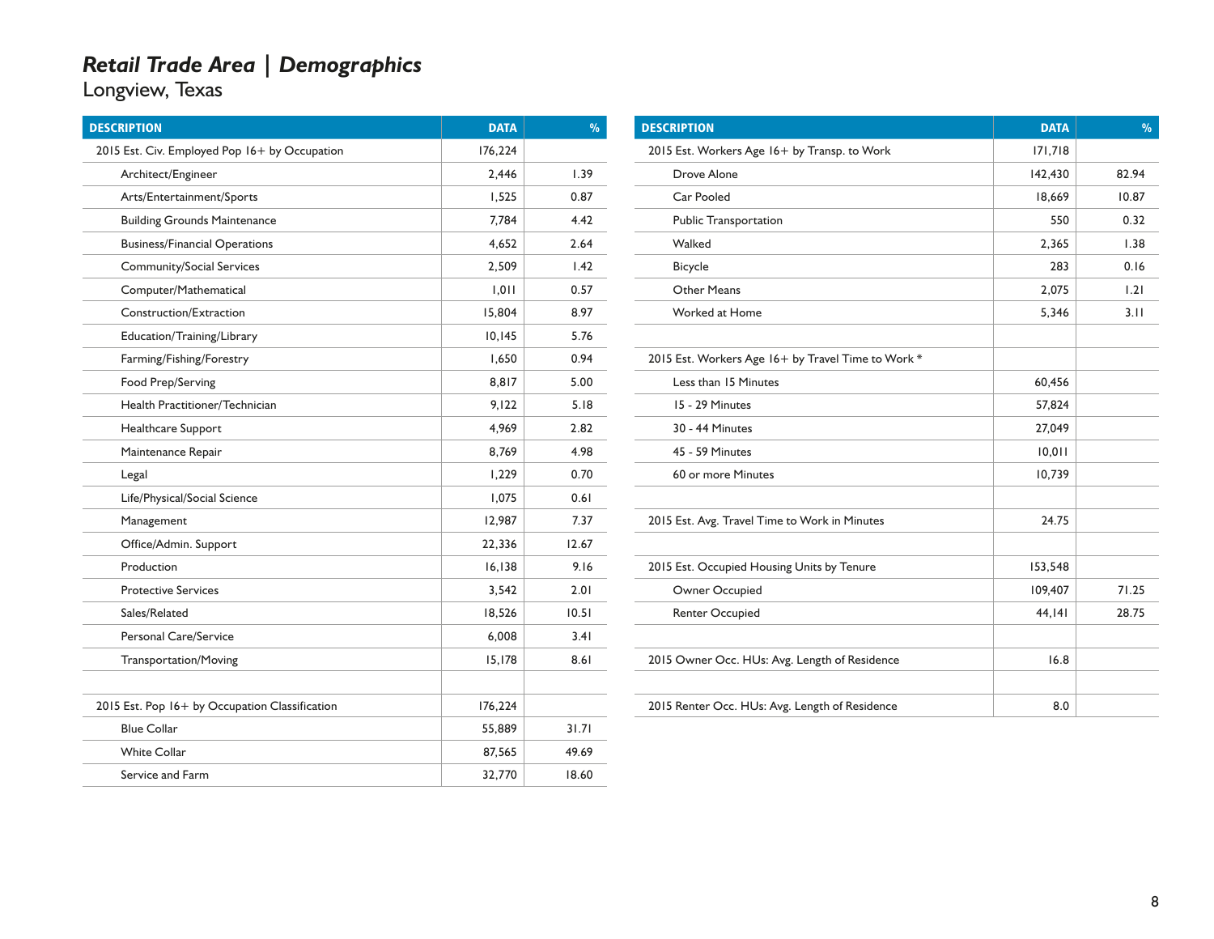# *Retail Trade Area | Demographics*

## Longview, Texas

| DESCRIPTION | DATA | % |
|---|---|---|
| 2015 Est. Civ. Employed Pop 16+ by Occupation | 176,224 | |
| Architect/Engineer | 2,446 | 1.39 |
| Arts/Entertainment/Sports | 1,525 | 0.87 |
| Building Grounds Maintenance | 7,784 | 4.42 |
| Business/Financial Operations | 4,652 | 2.64 |
| Community/Social Services | 2,509 | 1.42 |
| Computer/Mathematical | 1,011 | 0.57 |
| Construction/Extraction | 15,804 | 8.97 |
| Education/Training/Library | 10,145 | 5.76 |
| Farming/Fishing/Forestry | 1,650 | 0.94 |
| Food Prep/Serving | 8,817 | 5.00 |
| Health Practitioner/Technician | 9,122 | 5.18 |
| Healthcare Support | 4,969 | 2.82 |
| Maintenance Repair | 8,769 | 4.98 |
| Legal | 1,229 | 0.70 |
| Life/Physical/Social Science | 1,075 | 0.61 |
| Management | 12,987 | 7.37 |
| Office/Admin. Support | 22,336 | 12.67 |
| Production | 16,138 | 9.16 |
| Protective Services | 3,542 | 2.01 |
| Sales/Related | 18,526 | 10.51 |
| Personal Care/Service | 6,008 | 3.41 |
| Transportation/Moving | 15,178 | 8.61 |
| | | |
| 2015 Est. Pop 16+ by Occupation Classification | 176,224 | |
| Blue Collar | 55,889 | 31.71 |
| White Collar | 87,565 | 49.69 |
| Service and Farm | 32,770 | 18.60 |

| DESCRIPTION | DATA | % |
|---|---|---|
| 2015 Est. Workers Age 16+ by Transp. to Work | 171,718 | |
| Drove Alone | 142,430 | 82.94 |
| Car Pooled | 18,669 | 10.87 |
| Public Transportation | 550 | 0.32 |
| Walked | 2,365 | 1.38 |
| Bicycle | 283 | 0.16 |
| Other Means | 2,075 | 1.21 |
| Worked at Home | 5,346 | 3.11 |
| | | |
| 2015 Est. Workers Age 16+ by Travel Time to Work * | | |
| Less than 15 Minutes | 60,456 | |
| 15 - 29 Minutes | 57,824 | |
| 30 - 44 Minutes | 27,049 | |
| 45 - 59 Minutes | 10,011 | |
| 60 or more Minutes | 10,739 | |
| | | |
| 2015 Est. Avg. Travel Time to Work in Minutes | 24.75 | |
| | | |
| 2015 Est. Occupied Housing Units by Tenure | 153,548 | |
| Owner Occupied | 109,407 | 71.25 |
| Renter Occupied | 44,141 | 28.75 |
| | | |
| 2015 Owner Occ. HUs: Avg. Length of Residence | 16.8 | |
| | | |
| 2015 Renter Occ. HUs: Avg. Length of Residence | 8.0 | |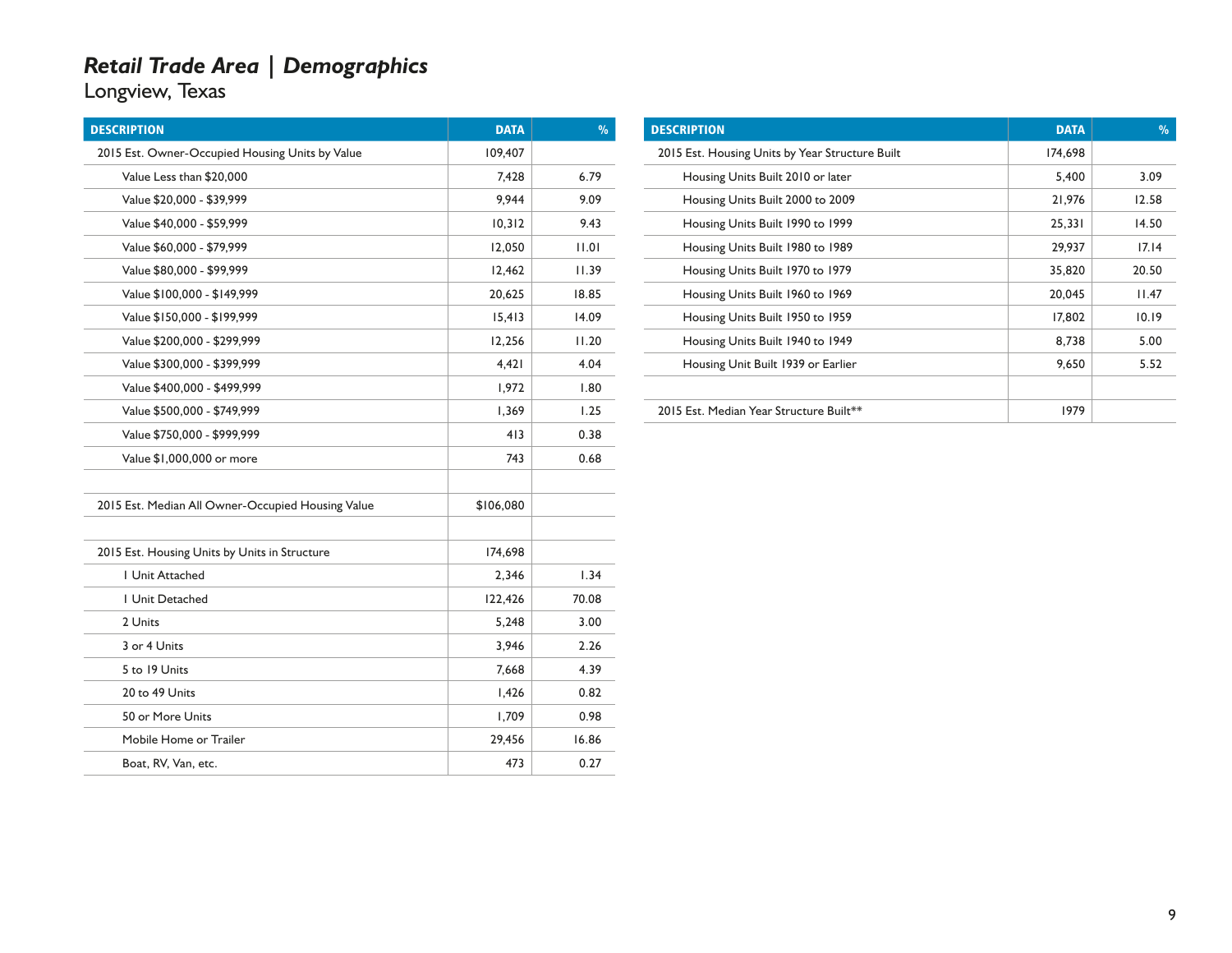# *Retail Trade Area | Demographics*

Longview, Texas

| DESCRIPTION | DATA | % |
|---|---|---|
| 2015 Est. Owner-Occupied Housing Units by Value | 109,407 | |
| Value Less than $20,000 | 7,428 | 6.79 |
| Value $20,000 - $39,999 | 9,944 | 9.09 |
| Value $40,000 - $59,999 | 10,312 | 9.43 |
| Value $60,000 - $79,999 | 12,050 | 11.01 |
| Value $80,000 - $99,999 | 12,462 | 11.39 |
| Value $100,000 - $149,999 | 20,625 | 18.85 |
| Value $150,000 - $199,999 | 15,413 | 14.09 |
| Value $200,000 - $299,999 | 12,256 | 11.20 |
| Value $300,000 - $399,999 | 4,421 | 4.04 |
| Value $400,000 - $499,999 | 1,972 | 1.80 |
| Value $500,000 - $749,999 | 1,369 | 1.25 |
| Value $750,000 - $999,999 | 413 | 0.38 |
| Value $1,000,000 or more | 743 | 0.68 |
| | | |
| 2015 Est. Median All Owner-Occupied Housing Value | $106,080 | |
| | | |
| 2015 Est. Housing Units by Units in Structure | 174,698 | |
| 1 Unit Attached | 2,346 | 1.34 |
| 1 Unit Detached | 122,426 | 70.08 |
| 2 Units | 5,248 | 3.00 |
| 3 or 4 Units | 3,946 | 2.26 |
| 5 to 19 Units | 7,668 | 4.39 |
| 20 to 49 Units | 1,426 | 0.82 |
| 50 or More Units | 1,709 | 0.98 |
| Mobile Home or Trailer | 29,456 | 16.86 |
| Boat, RV, Van, etc. | 473 | 0.27 |

| DESCRIPTION | DATA | % |
|---|---|---|
| 2015 Est. Housing Units by Year Structure Built | 174,698 | |
| Housing Units Built 2010 or later | 5,400 | 3.09 |
| Housing Units Built 2000 to 2009 | 21,976 | 12.58 |
| Housing Units Built 1990 to 1999 | 25,331 | 14.50 |
| Housing Units Built 1980 to 1989 | 29,937 | 17.14 |
| Housing Units Built 1970 to 1979 | 35,820 | 20.50 |
| Housing Units Built 1960 to 1969 | 20,045 | 11.47 |
| Housing Units Built 1950 to 1959 | 17,802 | 10.19 |
| Housing Units Built 1940 to 1949 | 8,738 | 5.00 |
| Housing Unit Built 1939 or Earlier | 9,650 | 5.52 |
| | | |
| 2015 Est. Median Year Structure Built** | 1979 | |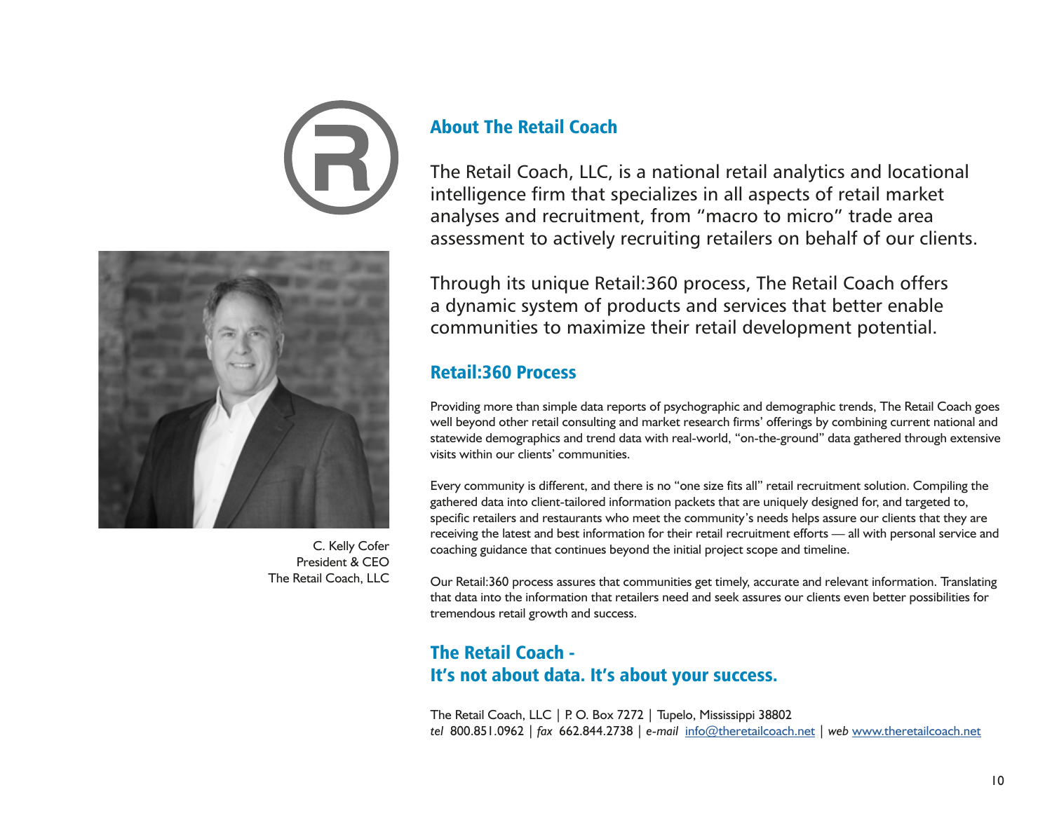C. Kelly Cofer
President & CEO
The Retail Coach, LLC

## About The Retail Coach

The Retail Coach, LLC, is a national retail analytics and locational intelligence firm that specializes in all aspects of retail market analyses and recruitment, from "macro to micro" trade area assessment to actively recruiting retailers on behalf of our clients.

Through its unique Retail:360 process, The Retail Coach offers a dynamic system of products and services that better enable communities to maximize their retail development potential.

## Retail:360 Process

Providing more than simple data reports of psychographic and demographic trends, The Retail Coach goes well beyond other retail consulting and market research firms' offerings by combining current national and statewide demographics and trend data with real-world, "on-the-ground" data gathered through extensive visits within our clients' communities.

Every community is different, and there is no "one size fits all" retail recruitment solution. Compiling the gathered data into client-tailored information packets that are uniquely designed for, and targeted to, specific retailers and restaurants who meet the community's needs helps assure our clients that they are receiving the latest and best information for their retail recruitment efforts — all with personal service and coaching guidance that continues beyond the initial project scope and timeline.

Our Retail:360 process assures that communities get timely, accurate and relevant information. Translating that data into the information that retailers need and seek assures our clients even better possibilities for tremendous retail growth and success.

## The Retail Coach -
## It's not about data. It's about your success.

The Retail Coach, LLC | P. O. Box 7272 | Tupelo, Mississippi 38802
*tel* 800.851.0962 | *fax* 662.844.2738 | *e-mail* info@theretailcoach.net | *web* www.theretailcoach.net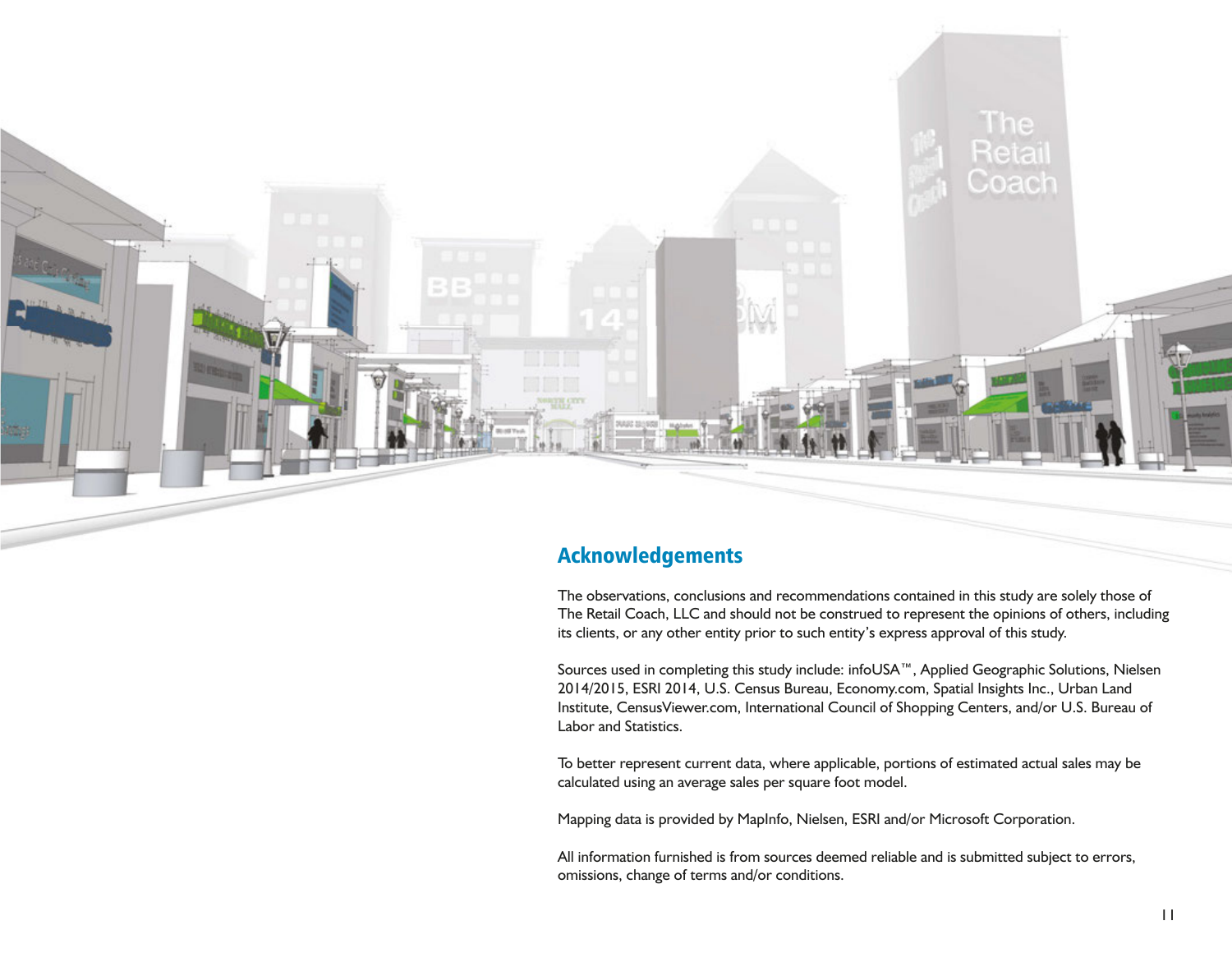## Acknowledgements

The observations, conclusions and recommendations contained in this study are solely those of The Retail Coach, LLC and should not be construed to represent the opinions of others, including its clients, or any other entity prior to such entity's express approval of this study.

Sources used in completing this study include: infoUSA™, Applied Geographic Solutions, Nielsen 2014/2015, ESRI 2014, U.S. Census Bureau, Economy.com, Spatial Insights Inc., Urban Land Institute, CensusViewer.com, International Council of Shopping Centers, and/or U.S. Bureau of Labor and Statistics.

To better represent current data, where applicable, portions of estimated actual sales may be calculated using an average sales per square foot model.

Mapping data is provided by MapInfo, Nielsen, ESRI and/or Microsoft Corporation.

All information furnished is from sources deemed reliable and is submitted subject to errors, omissions, change of terms and/or conditions.